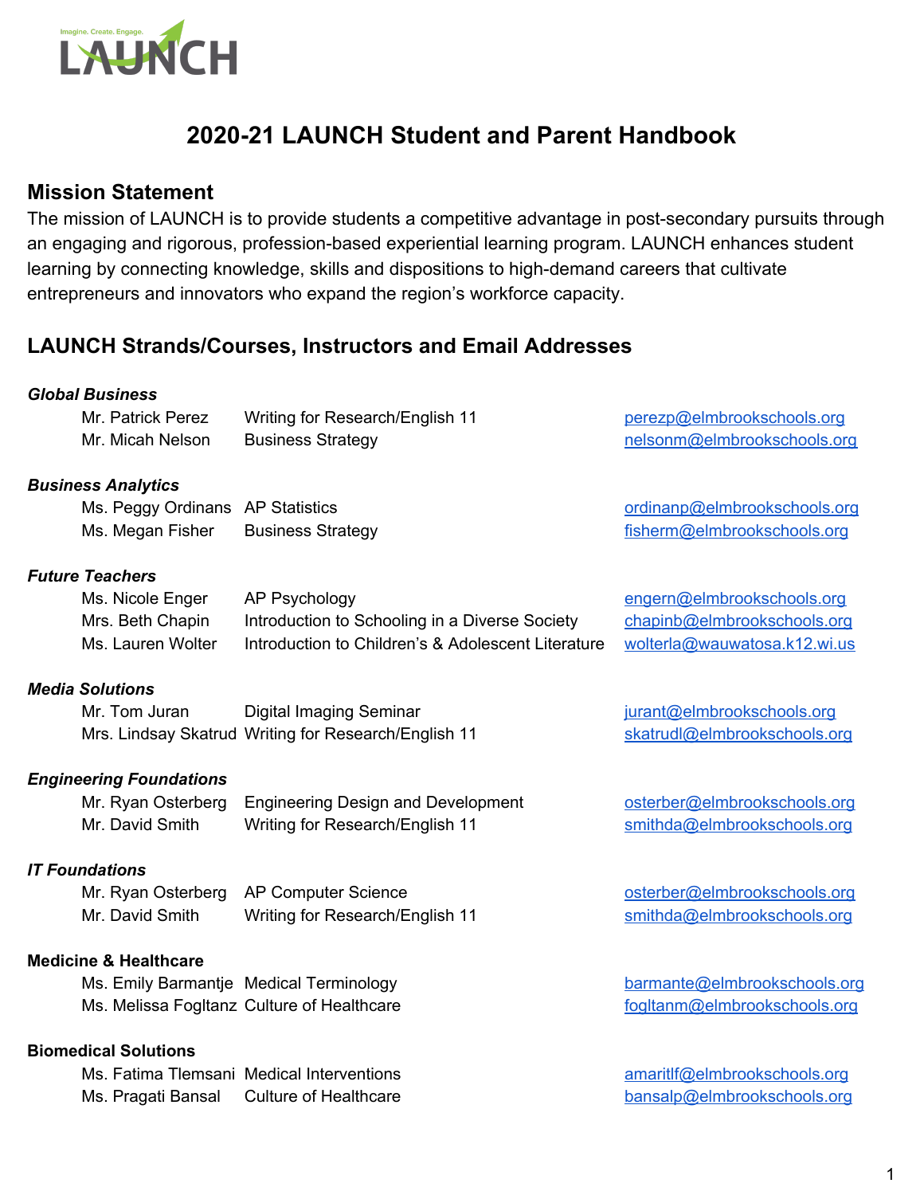Imagine. Create. Engage.

LAUNCH

# 2020-21 LAUNCH Student and Parent Handbook

## Mission Statement

The mission of LAUNCH is to provide students a competitive advantage in post-secondary pursuits through an engaging and rigorous, profession-based experiential learning program. LAUNCH enhances student learning by connecting knowledge, skills and dispositions to high-demand careers that cultivate entrepreneurs and innovators who expand the region's workforce capacity.

## LAUNCH Strands/Courses, Instructors and Email Addresses

***Global Business***

| Instructor | Course | Email |
|---|---|---|
| Mr. Patrick Perez | Writing for Research/English 11 | perezp@elmbrookschools.org |
| Mr. Micah Nelson | Business Strategy | nelsonm@elmbrookschools.org |

***Business Analytics***

| Instructor | Course | Email |
|---|---|---|
| Ms. Peggy Ordinans | AP Statistics | ordinanp@elmbrookschools.org |
| Ms. Megan Fisher | Business Strategy | fisherm@elmbrookschools.org |

***Future Teachers***

| Instructor | Course | Email |
|---|---|---|
| Ms. Nicole Enger | AP Psychology | engern@elmbrookschools.org |
| Mrs. Beth Chapin | Introduction to Schooling in a Diverse Society | chapinb@elmbrookschools.org |
| Ms. Lauren Wolter | Introduction to Children's & Adolescent Literature | wolterla@wauwatosa.k12.wi.us |

***Media Solutions***

| Instructor | Course | Email |
|---|---|---|
| Mr. Tom Juran | Digital Imaging Seminar | jurant@elmbrookschools.org |
| Mrs. Lindsay Skatrud | Writing for Research/English 11 | skatrudl@elmbrookschools.org |

***Engineering Foundations***

| Instructor | Course | Email |
|---|---|---|
| Mr. Ryan Osterberg | Engineering Design and Development | osterber@elmbrookschools.org |
| Mr. David Smith | Writing for Research/English 11 | smithda@elmbrookschools.org |

***IT Foundations***

| Instructor | Course | Email |
|---|---|---|
| Mr. Ryan Osterberg | AP Computer Science | osterber@elmbrookschools.org |
| Mr. David Smith | Writing for Research/English 11 | smithda@elmbrookschools.org |

**Medicine & Healthcare**

| Instructor | Course | Email |
|---|---|---|
| Ms. Emily Barmantje | Medical Terminology | barmante@elmbrookschools.org |
| Ms. Melissa Fogltanz | Culture of Healthcare | fogltanm@elmbrookschools.org |

**Biomedical Solutions**

| Instructor | Course | Email |
|---|---|---|
| Ms. Fatima Tlemsani | Medical Interventions | amaritlf@elmbrookschools.org |
| Ms. Pragati Bansal | Culture of Healthcare | bansalp@elmbrookschools.org |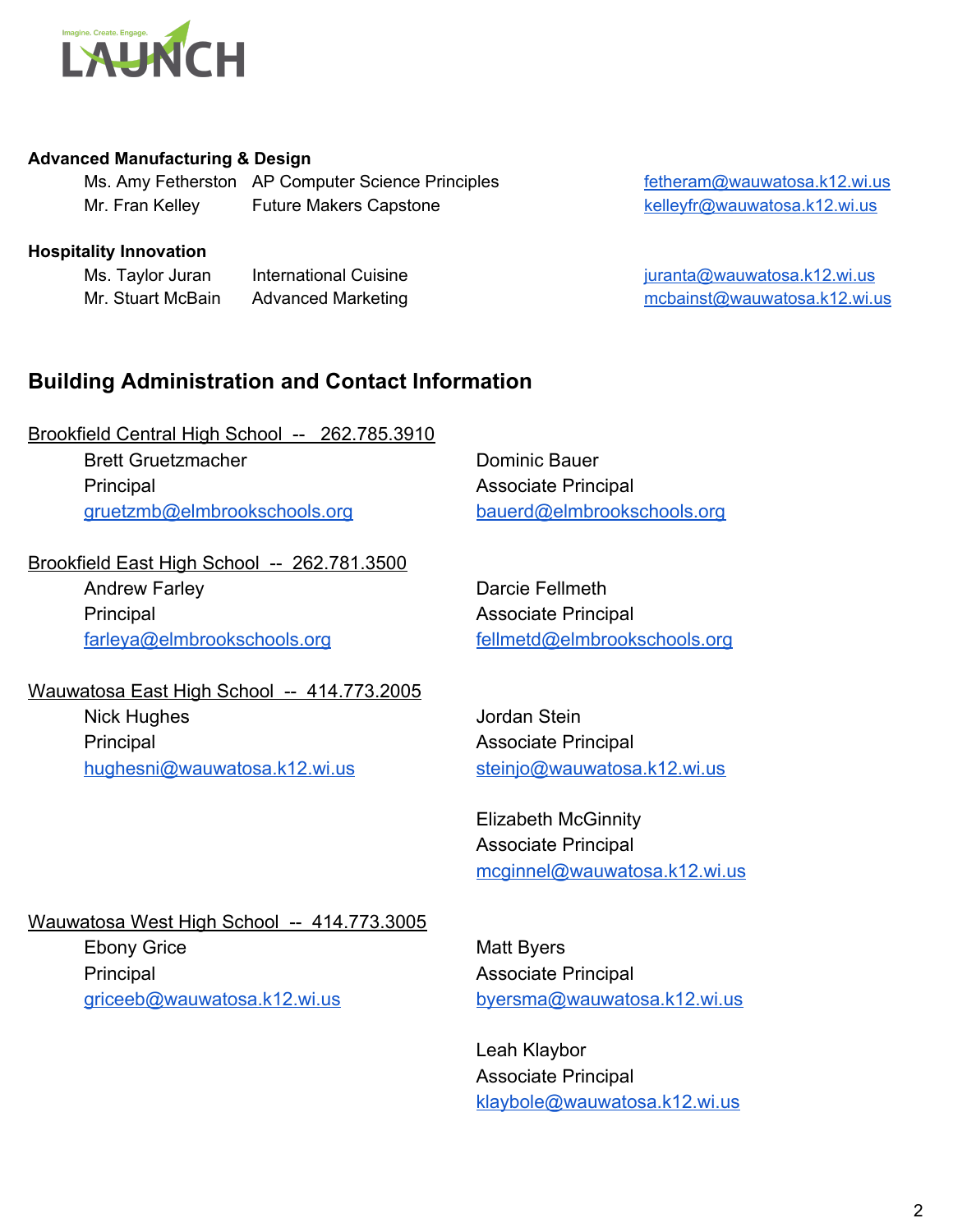**Advanced Manufacturing & Design**

| | | |
|---|---|---|
| Ms. Amy Fetherston | AP Computer Science Principles | fetheram@wauwatosa.k12.wi.us |
| Mr. Fran Kelley | Future Makers Capstone | kelleyfr@wauwatosa.k12.wi.us |

**Hospitality Innovation**

| | | |
|---|---|---|
| Ms. Taylor Juran | International Cuisine | juranta@wauwatosa.k12.wi.us |
| Mr. Stuart McBain | Advanced Marketing | mcbainst@wauwatosa.k12.wi.us |

## Building Administration and Contact Information

Brookfield Central High School -- 262.785.3910

Brett Gruetzmacher
Principal
gruetzmb@elmbrookschools.org

Dominic Bauer
Associate Principal
bauerd@elmbrookschools.org

Brookfield East High School -- 262.781.3500

Andrew Farley
Principal
farleya@elmbrookschools.org

Darcie Fellmeth
Associate Principal
fellmetd@elmbrookschools.org

Wauwatosa East High School -- 414.773.2005

Nick Hughes
Principal
hughesni@wauwatosa.k12.wi.us

Jordan Stein
Associate Principal
steinjo@wauwatosa.k12.wi.us

Elizabeth McGinnity
Associate Principal
mcginnel@wauwatosa.k12.wi.us

Wauwatosa West High School -- 414.773.3005

Ebony Grice
Principal
griceeb@wauwatosa.k12.wi.us

Matt Byers
Associate Principal
byersma@wauwatosa.k12.wi.us

Leah Klaybor
Associate Principal
klaybole@wauwatosa.k12.wi.us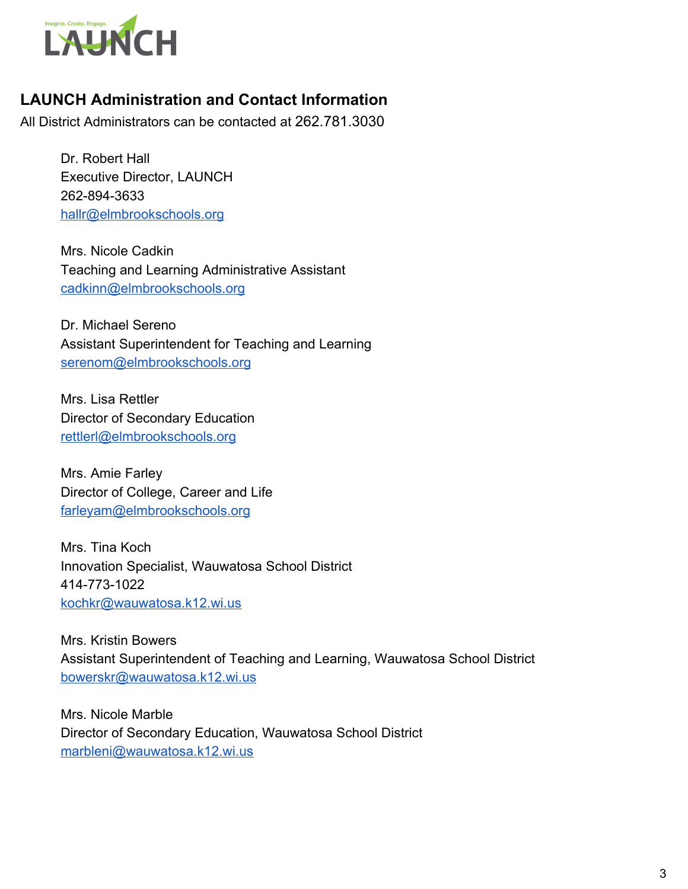## LAUNCH Administration and Contact Information

All District Administrators can be contacted at 262.781.3030

Dr. Robert Hall
Executive Director, LAUNCH
262-894-3633
hallr@elmbrookschools.org

Mrs. Nicole Cadkin
Teaching and Learning Administrative Assistant
cadkinn@elmbrookschools.org

Dr. Michael Sereno
Assistant Superintendent for Teaching and Learning
serenom@elmbrookschools.org

Mrs. Lisa Rettler
Director of Secondary Education
rettlerl@elmbrookschools.org

Mrs. Amie Farley
Director of College, Career and Life
farleyam@elmbrookschools.org

Mrs. Tina Koch
Innovation Specialist, Wauwatosa School District
414-773-1022
kochkr@wauwatosa.k12.wi.us

Mrs. Kristin Bowers
Assistant Superintendent of Teaching and Learning, Wauwatosa School District
bowerskr@wauwatosa.k12.wi.us

Mrs. Nicole Marble
Director of Secondary Education, Wauwatosa School District
marbleni@wauwatosa.k12.wi.us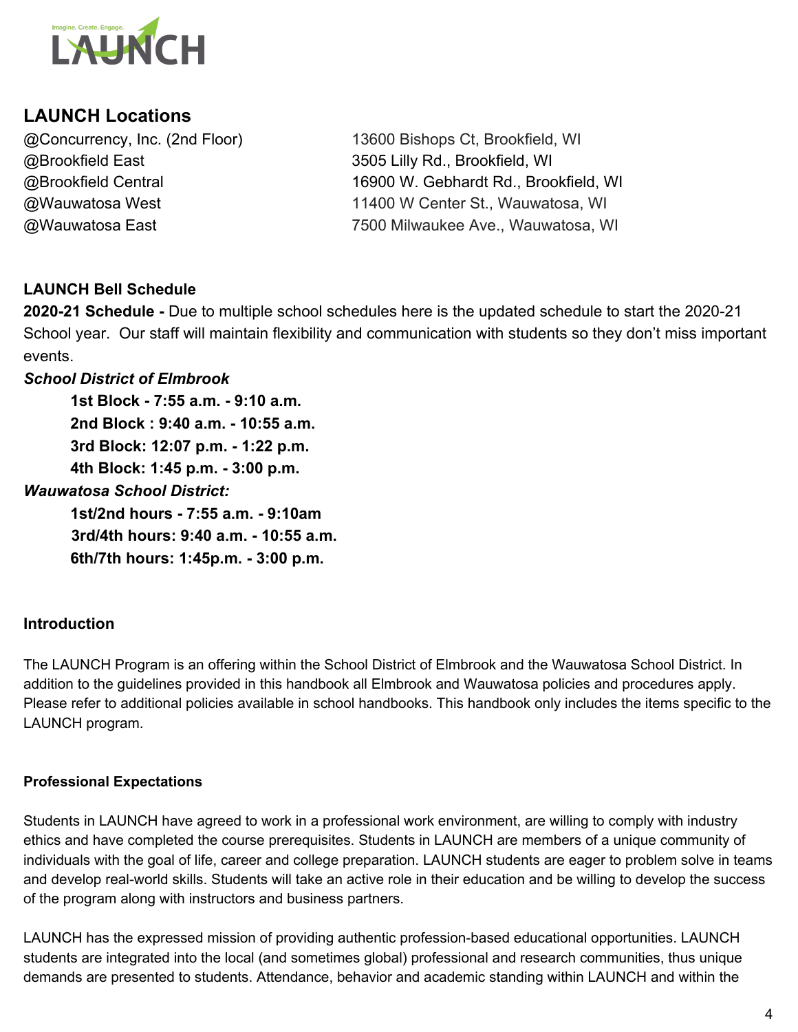## LAUNCH Locations

| | |
|---|---|
| @Concurrency, Inc. (2nd Floor) | 13600 Bishops Ct, Brookfield, WI |
| @Brookfield East | 3505 Lilly Rd., Brookfield, WI |
| @Brookfield Central | 16900 W. Gebhardt Rd., Brookfield, WI |
| @Wauwatosa West | 11400 W Center St., Wauwatosa, WI |
| @Wauwatosa East | 7500 Milwaukee Ave., Wauwatosa, WI |

**LAUNCH Bell Schedule**

**2020-21 Schedule -** Due to multiple school schedules here is the updated schedule to start the 2020-21 School year. Our staff will maintain flexibility and communication with students so they don't miss important events.

***School District of Elmbrook***

- **1st Block - 7:55 a.m. - 9:10 a.m.**
- **2nd Block : 9:40 a.m. - 10:55 a.m.**
- **3rd Block: 12:07 p.m. - 1:22 p.m.**
- **4th Block: 1:45 p.m. - 3:00 p.m.**

***Wauwatosa School District:***

- **1st/2nd hours - 7:55 a.m. - 9:10am**
- **3rd/4th hours: 9:40 a.m. - 10:55 a.m.**
- **6th/7th hours: 1:45p.m. - 3:00 p.m.**

**Introduction**

The LAUNCH Program is an offering within the School District of Elmbrook and the Wauwatosa School District. In addition to the guidelines provided in this handbook all Elmbrook and Wauwatosa policies and procedures apply. Please refer to additional policies available in school handbooks. This handbook only includes the items specific to the LAUNCH program.

**Professional Expectations**

Students in LAUNCH have agreed to work in a professional work environment, are willing to comply with industry ethics and have completed the course prerequisites. Students in LAUNCH are members of a unique community of individuals with the goal of life, career and college preparation. LAUNCH students are eager to problem solve in teams and develop real-world skills. Students will take an active role in their education and be willing to develop the success of the program along with instructors and business partners.

LAUNCH has the expressed mission of providing authentic profession-based educational opportunities. LAUNCH students are integrated into the local (and sometimes global) professional and research communities, thus unique demands are presented to students. Attendance, behavior and academic standing within LAUNCH and within the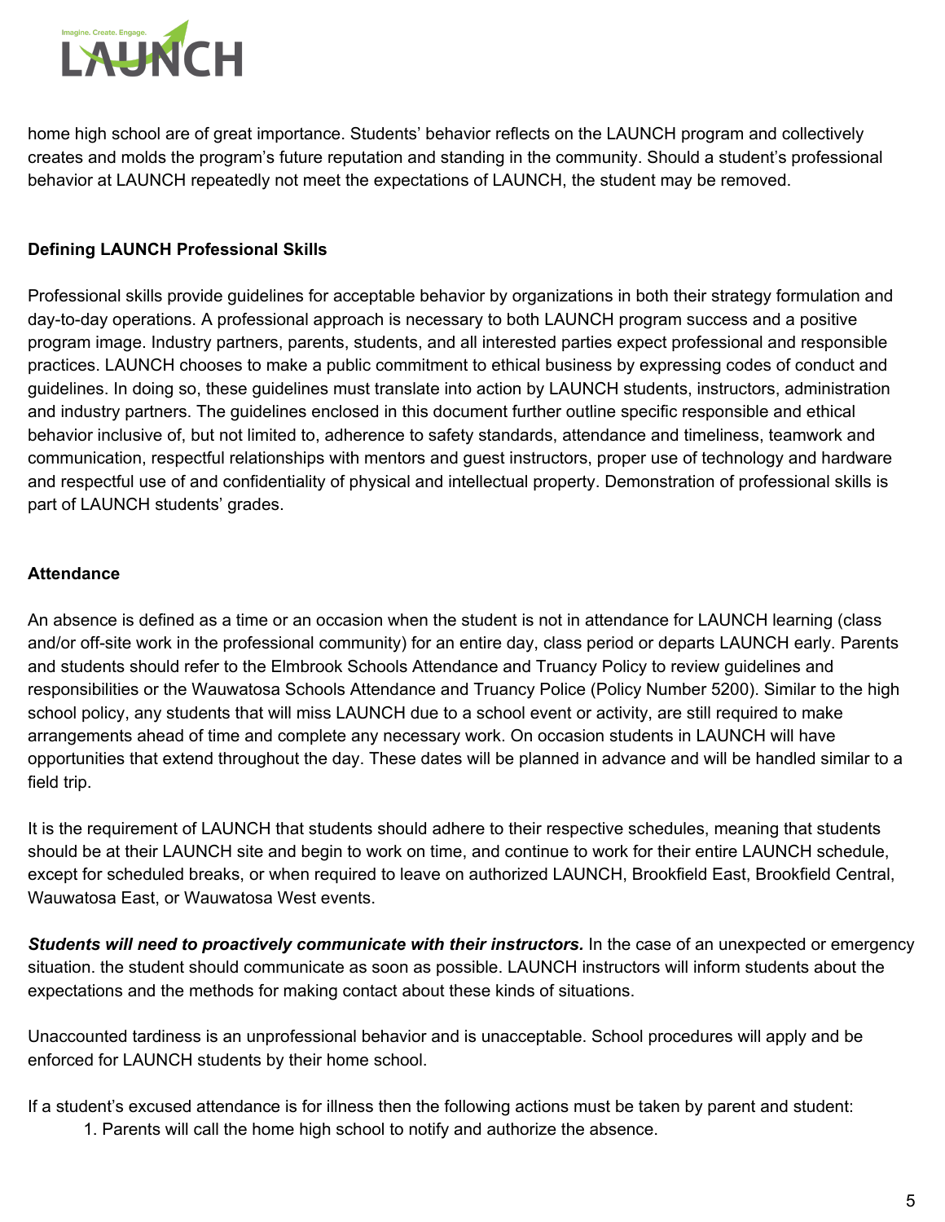home high school are of great importance. Students' behavior reflects on the LAUNCH program and collectively creates and molds the program's future reputation and standing in the community. Should a student's professional behavior at LAUNCH repeatedly not meet the expectations of LAUNCH, the student may be removed.

**Defining LAUNCH Professional Skills**

Professional skills provide guidelines for acceptable behavior by organizations in both their strategy formulation and day-to-day operations. A professional approach is necessary to both LAUNCH program success and a positive program image. Industry partners, parents, students, and all interested parties expect professional and responsible practices. LAUNCH chooses to make a public commitment to ethical business by expressing codes of conduct and guidelines. In doing so, these guidelines must translate into action by LAUNCH students, instructors, administration and industry partners. The guidelines enclosed in this document further outline specific responsible and ethical behavior inclusive of, but not limited to, adherence to safety standards, attendance and timeliness, teamwork and communication, respectful relationships with mentors and guest instructors, proper use of technology and hardware and respectful use of and confidentiality of physical and intellectual property. Demonstration of professional skills is part of LAUNCH students' grades.

**Attendance**

An absence is defined as a time or an occasion when the student is not in attendance for LAUNCH learning (class and/or off-site work in the professional community) for an entire day, class period or departs LAUNCH early. Parents and students should refer to the Elmbrook Schools Attendance and Truancy Policy to review guidelines and responsibilities or the Wauwatosa Schools Attendance and Truancy Police (Policy Number 5200). Similar to the high school policy, any students that will miss LAUNCH due to a school event or activity, are still required to make arrangements ahead of time and complete any necessary work. On occasion students in LAUNCH will have opportunities that extend throughout the day. These dates will be planned in advance and will be handled similar to a field trip.

It is the requirement of LAUNCH that students should adhere to their respective schedules, meaning that students should be at their LAUNCH site and begin to work on time, and continue to work for their entire LAUNCH schedule, except for scheduled breaks, or when required to leave on authorized LAUNCH, Brookfield East, Brookfield Central, Wauwatosa East, or Wauwatosa West events.

***Students will need to proactively communicate with their instructors.*** In the case of an unexpected or emergency situation. the student should communicate as soon as possible. LAUNCH instructors will inform students about the expectations and the methods for making contact about these kinds of situations.

Unaccounted tardiness is an unprofessional behavior and is unacceptable. School procedures will apply and be enforced for LAUNCH students by their home school.

If a student's excused attendance is for illness then the following actions must be taken by parent and student:

1. Parents will call the home high school to notify and authorize the absence.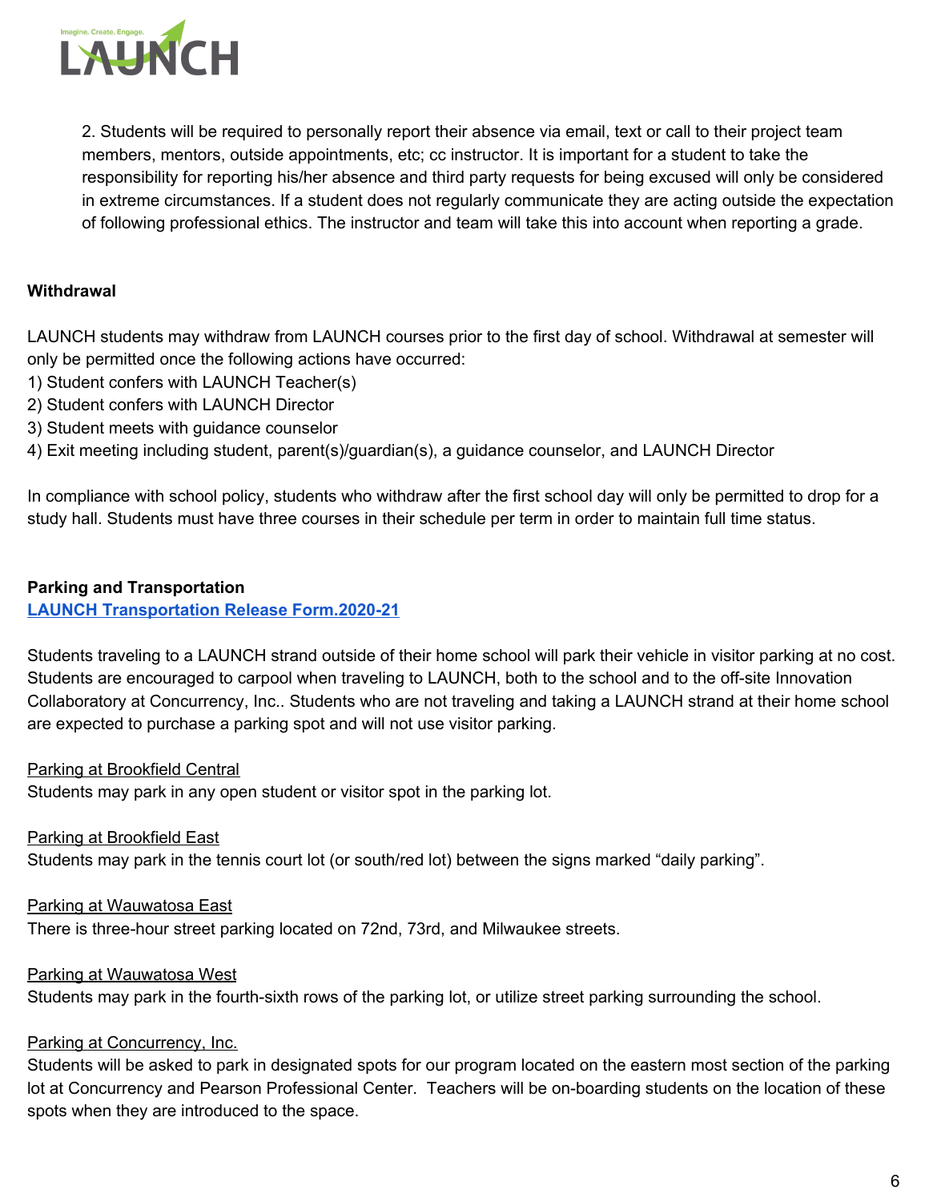2. Students will be required to personally report their absence via email, text or call to their project team members, mentors, outside appointments, etc; cc instructor. It is important for a student to take the responsibility for reporting his/her absence and third party requests for being excused will only be considered in extreme circumstances. If a student does not regularly communicate they are acting outside the expectation of following professional ethics. The instructor and team will take this into account when reporting a grade.

**Withdrawal**

LAUNCH students may withdraw from LAUNCH courses prior to the first day of school. Withdrawal at semester will only be permitted once the following actions have occurred:
1) Student confers with LAUNCH Teacher(s)
2) Student confers with LAUNCH Director
3) Student meets with guidance counselor
4) Exit meeting including student, parent(s)/guardian(s), a guidance counselor, and LAUNCH Director

In compliance with school policy, students who withdraw after the first school day will only be permitted to drop for a study hall. Students must have three courses in their schedule per term in order to maintain full time status.

**Parking and Transportation**
[LAUNCH Transportation Release Form.2020-21]

Students traveling to a LAUNCH strand outside of their home school will park their vehicle in visitor parking at no cost. Students are encouraged to carpool when traveling to LAUNCH, both to the school and to the off-site Innovation Collaboratory at Concurrency, Inc.. Students who are not traveling and taking a LAUNCH strand at their home school are expected to purchase a parking spot and will not use visitor parking.

Parking at Brookfield Central
Students may park in any open student or visitor spot in the parking lot.

Parking at Brookfield East
Students may park in the tennis court lot (or south/red lot) between the signs marked "daily parking".

Parking at Wauwatosa East
There is three-hour street parking located on 72nd, 73rd, and Milwaukee streets.

Parking at Wauwatosa West
Students may park in the fourth-sixth rows of the parking lot, or utilize street parking surrounding the school.

Parking at Concurrency, Inc.
Students will be asked to park in designated spots for our program located on the eastern most section of the parking lot at Concurrency and Pearson Professional Center. Teachers will be on-boarding students on the location of these spots when they are introduced to the space.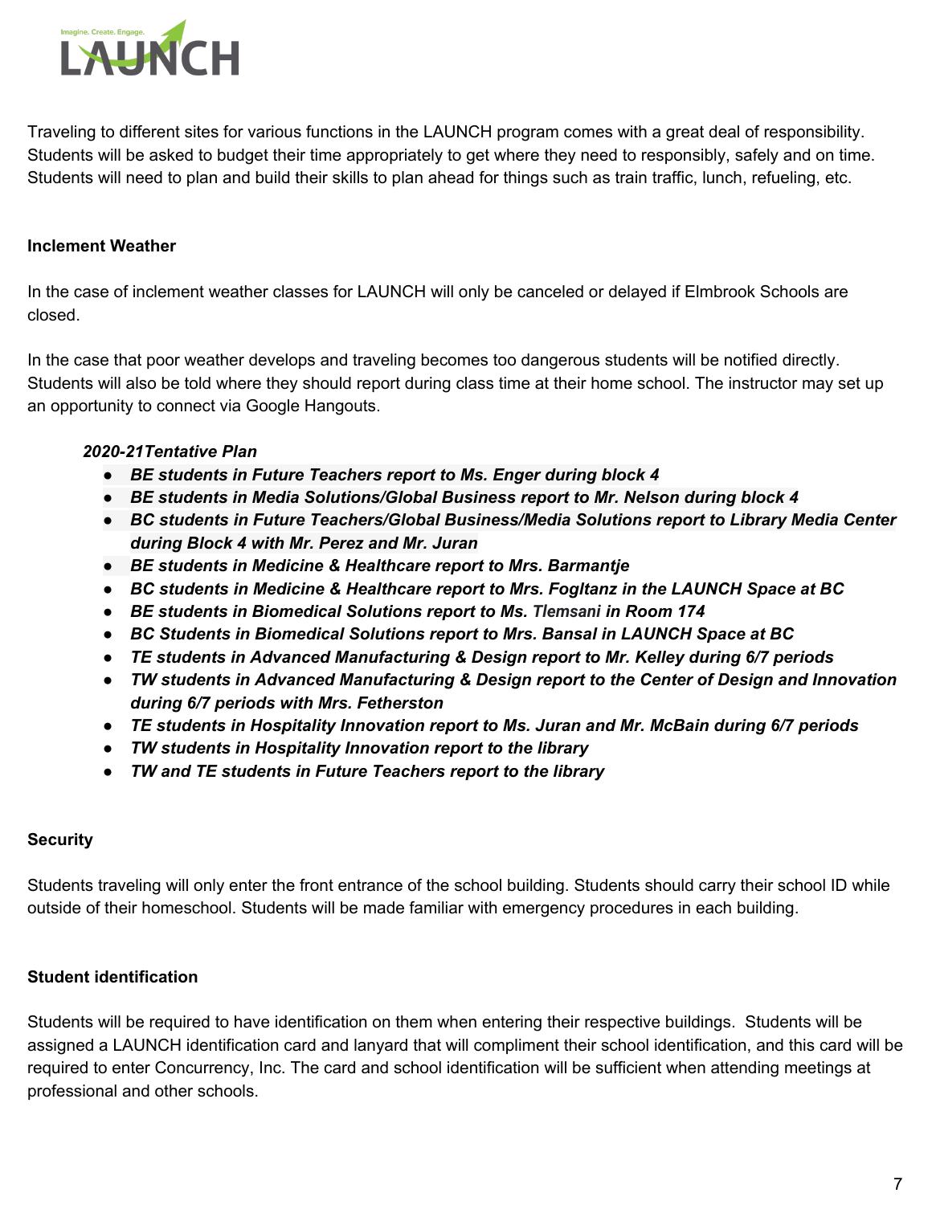Traveling to different sites for various functions in the LAUNCH program comes with a great deal of responsibility. Students will be asked to budget their time appropriately to get where they need to responsibly, safely and on time. Students will need to plan and build their skills to plan ahead for things such as train traffic, lunch, refueling, etc.

**Inclement Weather**

In the case of inclement weather classes for LAUNCH will only be canceled or delayed if Elmbrook Schools are closed.

In the case that poor weather develops and traveling becomes too dangerous students will be notified directly. Students will also be told where they should report during class time at their home school. The instructor may set up an opportunity to connect via Google Hangouts.

***2020-21Tentative Plan***

- ***BE students in Future Teachers report to Ms. Enger during block 4***
- ***BE students in Media Solutions/Global Business report to Mr. Nelson during block 4***
- ***BC students in Future Teachers/Global Business/Media Solutions report to Library Media Center during Block 4 with Mr. Perez and Mr. Juran***
- ***BE students in Medicine & Healthcare report to Mrs. Barmantje***
- ***BC students in Medicine & Healthcare report to Mrs. Fogltanz in the LAUNCH Space at BC***
- ***BE students in Biomedical Solutions report to Ms. Tlemsani in Room 174***
- ***BC Students in Biomedical Solutions report to Mrs. Bansal in LAUNCH Space at BC***
- ***TE students in Advanced Manufacturing & Design report to Mr. Kelley during 6/7 periods***
- ***TW students in Advanced Manufacturing & Design report to the Center of Design and Innovation during 6/7 periods with Mrs. Fetherston***
- ***TE students in Hospitality Innovation report to Ms. Juran and Mr. McBain during 6/7 periods***
- ***TW students in Hospitality Innovation report to the library***
- ***TW and TE students in Future Teachers report to the library***

**Security**

Students traveling will only enter the front entrance of the school building. Students should carry their school ID while outside of their homeschool. Students will be made familiar with emergency procedures in each building.

**Student identification**

Students will be required to have identification on them when entering their respective buildings. Students will be assigned a LAUNCH identification card and lanyard that will compliment their school identification, and this card will be required to enter Concurrency, Inc. The card and school identification will be sufficient when attending meetings at professional and other schools.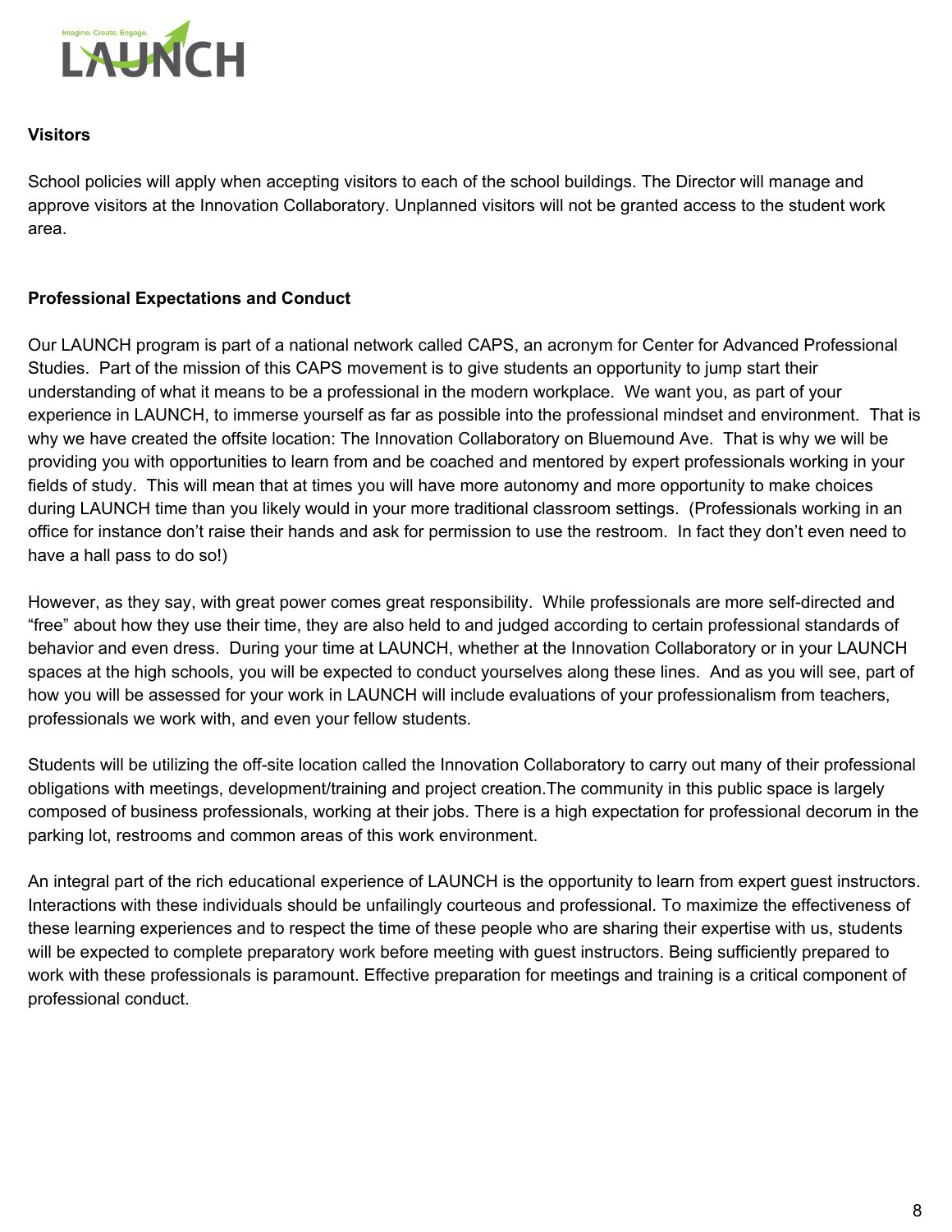**Visitors**

School policies will apply when accepting visitors to each of the school buildings. The Director will manage and approve visitors at the Innovation Collaboratory. Unplanned visitors will not be granted access to the student work area.

**Professional Expectations and Conduct**

Our LAUNCH program is part of a national network called CAPS, an acronym for Center for Advanced Professional Studies. Part of the mission of this CAPS movement is to give students an opportunity to jump start their understanding of what it means to be a professional in the modern workplace. We want you, as part of your experience in LAUNCH, to immerse yourself as far as possible into the professional mindset and environment. That is why we have created the offsite location: The Innovation Collaboratory on Bluemound Ave. That is why we will be providing you with opportunities to learn from and be coached and mentored by expert professionals working in your fields of study. This will mean that at times you will have more autonomy and more opportunity to make choices during LAUNCH time than you likely would in your more traditional classroom settings. (Professionals working in an office for instance don't raise their hands and ask for permission to use the restroom. In fact they don't even need to have a hall pass to do so!)

However, as they say, with great power comes great responsibility. While professionals are more self-directed and "free" about how they use their time, they are also held to and judged according to certain professional standards of behavior and even dress. During your time at LAUNCH, whether at the Innovation Collaboratory or in your LAUNCH spaces at the high schools, you will be expected to conduct yourselves along these lines. And as you will see, part of how you will be assessed for your work in LAUNCH will include evaluations of your professionalism from teachers, professionals we work with, and even your fellow students.

Students will be utilizing the off-site location called the Innovation Collaboratory to carry out many of their professional obligations with meetings, development/training and project creation.The community in this public space is largely composed of business professionals, working at their jobs. There is a high expectation for professional decorum in the parking lot, restrooms and common areas of this work environment.

An integral part of the rich educational experience of LAUNCH is the opportunity to learn from expert guest instructors. Interactions with these individuals should be unfailingly courteous and professional. To maximize the effectiveness of these learning experiences and to respect the time of these people who are sharing their expertise with us, students will be expected to complete preparatory work before meeting with guest instructors. Being sufficiently prepared to work with these professionals is paramount. Effective preparation for meetings and training is a critical component of professional conduct.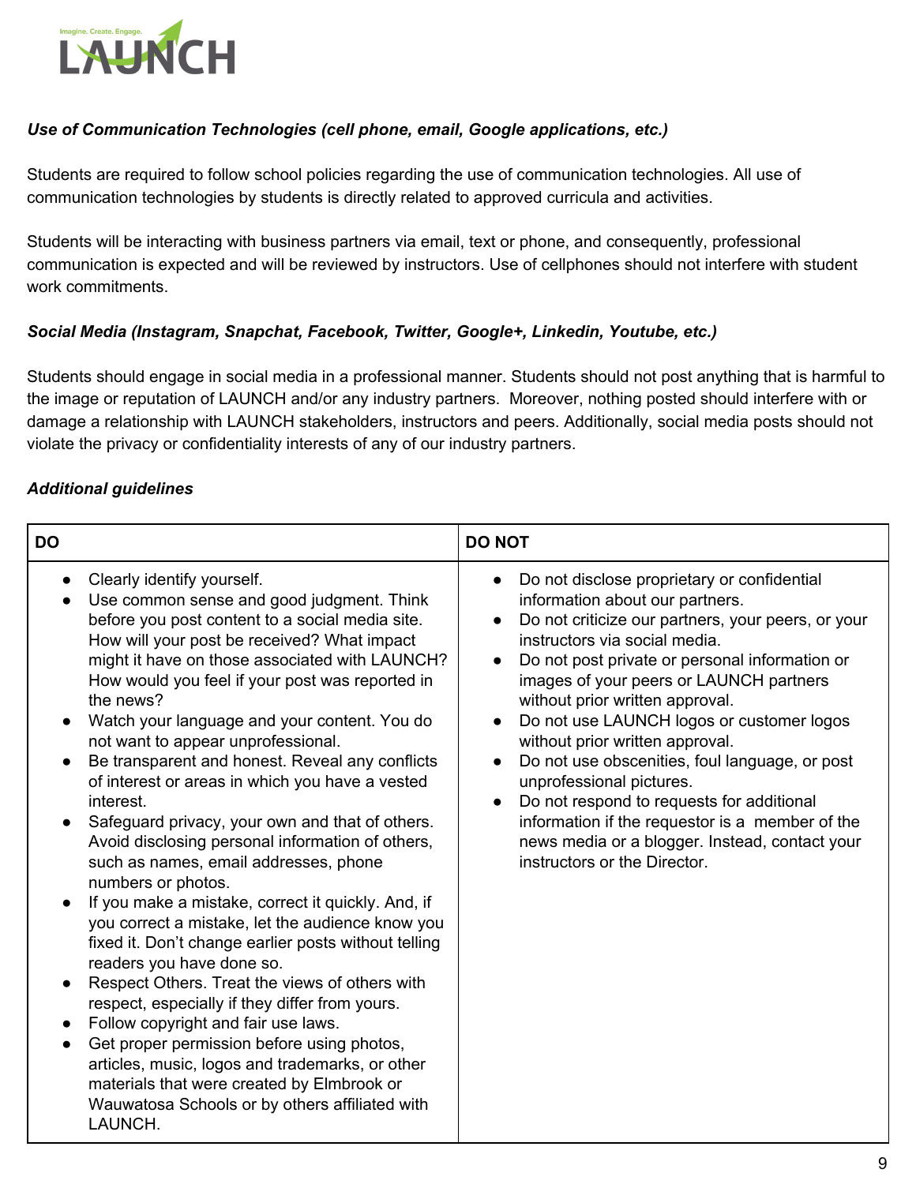***Use of Communication Technologies (cell phone, email, Google applications, etc.)***

Students are required to follow school policies regarding the use of communication technologies. All use of communication technologies by students is directly related to approved curricula and activities.

Students will be interacting with business partners via email, text or phone, and consequently, professional communication is expected and will be reviewed by instructors. Use of cellphones should not interfere with student work commitments.

***Social Media (Instagram, Snapchat, Facebook, Twitter, Google+, Linkedin, Youtube, etc.)***

Students should engage in social media in a professional manner. Students should not post anything that is harmful to the image or reputation of LAUNCH and/or any industry partners. Moreover, nothing posted should interfere with or damage a relationship with LAUNCH stakeholders, instructors and peers. Additionally, social media posts should not violate the privacy or confidentiality interests of any of our industry partners.

***Additional guidelines***

| DO | DO NOT |
|---|---|
| • Clearly identify yourself.<br>• Use common sense and good judgment. Think before you post content to a social media site. How will your post be received? What impact might it have on those associated with LAUNCH? How would you feel if your post was reported in the news?<br>• Watch your language and your content. You do not want to appear unprofessional.<br>• Be transparent and honest. Reveal any conflicts of interest or areas in which you have a vested interest.<br>• Safeguard privacy, your own and that of others. Avoid disclosing personal information of others, such as names, email addresses, phone numbers or photos.<br>• If you make a mistake, correct it quickly. And, if you correct a mistake, let the audience know you fixed it. Don't change earlier posts without telling readers you have done so.<br>• Respect Others. Treat the views of others with respect, especially if they differ from yours.<br>• Follow copyright and fair use laws.<br>• Get proper permission before using photos, articles, music, logos and trademarks, or other materials that were created by Elmbrook or Wauwatosa Schools or by others affiliated with LAUNCH. | • Do not disclose proprietary or confidential information about our partners.<br>• Do not criticize our partners, your peers, or your instructors via social media.<br>• Do not post private or personal information or images of your peers or LAUNCH partners without prior written approval.<br>• Do not use LAUNCH logos or customer logos without prior written approval.<br>• Do not use obscenities, foul language, or post unprofessional pictures.<br>• Do not respond to requests for additional information if the requestor is a member of the news media or a blogger. Instead, contact your instructors or the Director. |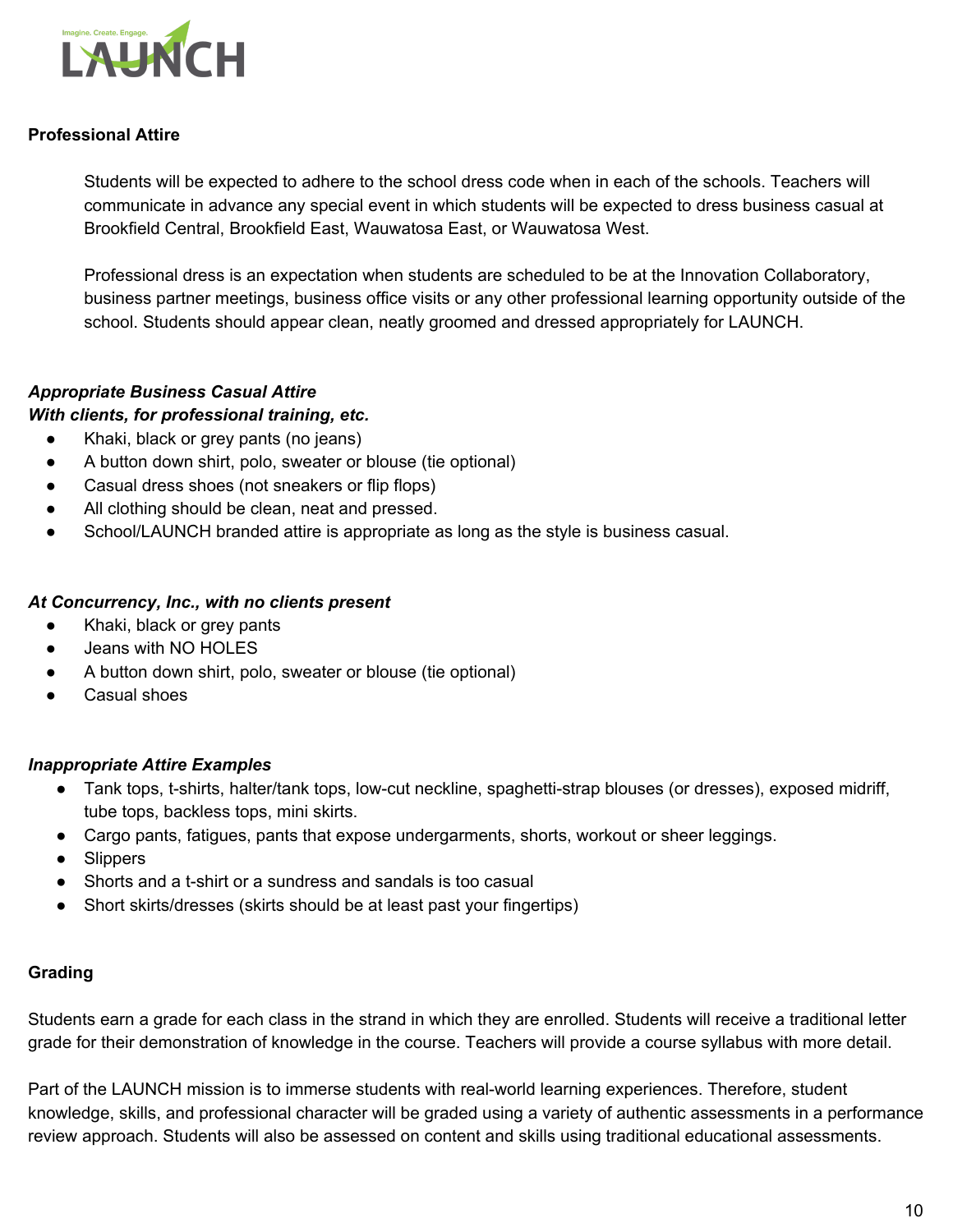**Professional Attire**

Students will be expected to adhere to the school dress code when in each of the schools. Teachers will communicate in advance any special event in which students will be expected to dress business casual at Brookfield Central, Brookfield East, Wauwatosa East, or Wauwatosa West.

Professional dress is an expectation when students are scheduled to be at the Innovation Collaboratory, business partner meetings, business office visits or any other professional learning opportunity outside of the school. Students should appear clean, neatly groomed and dressed appropriately for LAUNCH.

***Appropriate Business Casual Attire***
***With clients, for professional training, etc.***

- Khaki, black or grey pants (no jeans)
- A button down shirt, polo, sweater or blouse (tie optional)
- Casual dress shoes (not sneakers or flip flops)
- All clothing should be clean, neat and pressed.
- School/LAUNCH branded attire is appropriate as long as the style is business casual.

***At Concurrency, Inc., with no clients present***

- Khaki, black or grey pants
- Jeans with NO HOLES
- A button down shirt, polo, sweater or blouse (tie optional)
- Casual shoes

***Inappropriate Attire Examples***

- Tank tops, t-shirts, halter/tank tops, low-cut neckline, spaghetti-strap blouses (or dresses), exposed midriff, tube tops, backless tops, mini skirts.
- Cargo pants, fatigues, pants that expose undergarments, shorts, workout or sheer leggings.
- Slippers
- Shorts and a t-shirt or a sundress and sandals is too casual
- Short skirts/dresses (skirts should be at least past your fingertips)

**Grading**

Students earn a grade for each class in the strand in which they are enrolled. Students will receive a traditional letter grade for their demonstration of knowledge in the course. Teachers will provide a course syllabus with more detail.

Part of the LAUNCH mission is to immerse students with real-world learning experiences. Therefore, student knowledge, skills, and professional character will be graded using a variety of authentic assessments in a performance review approach. Students will also be assessed on content and skills using traditional educational assessments.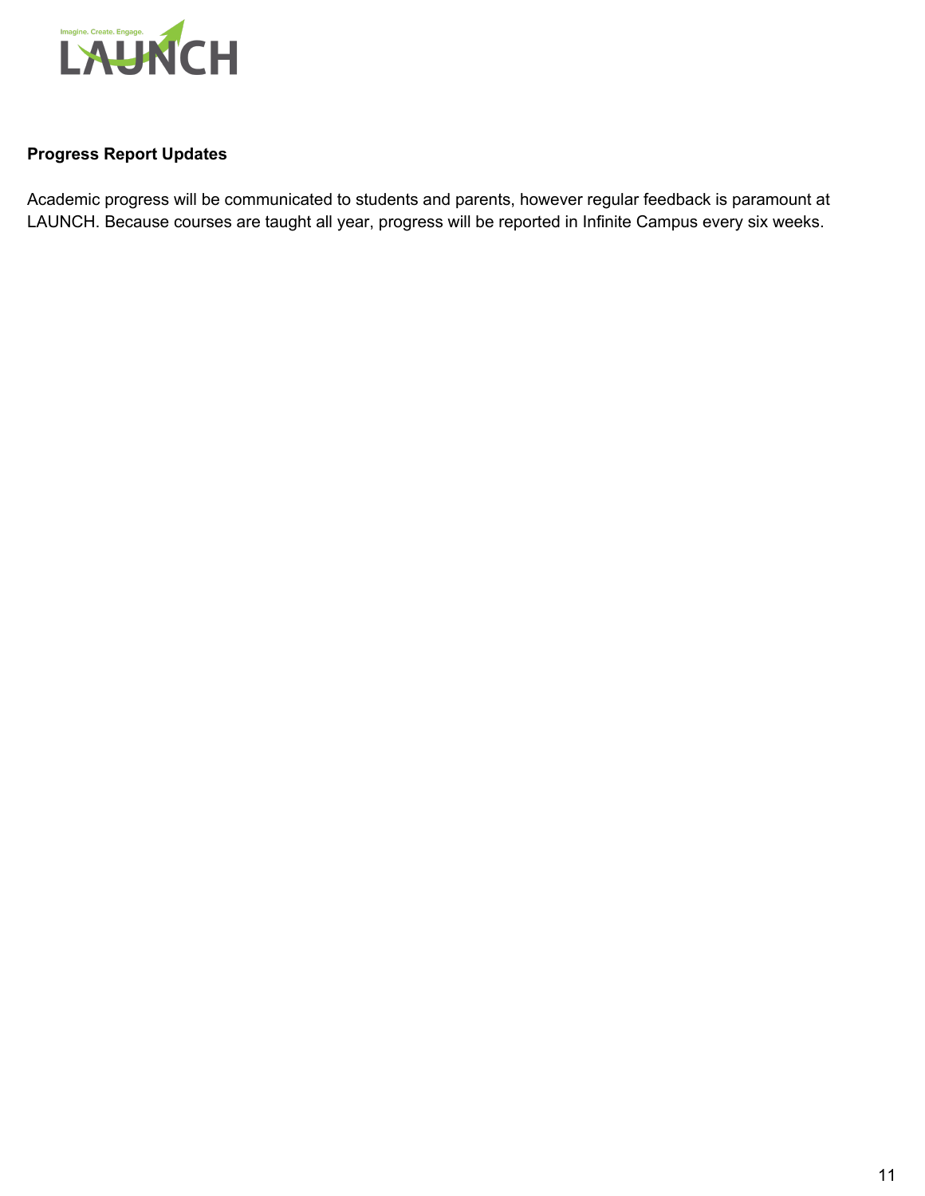**Progress Report Updates**

Academic progress will be communicated to students and parents, however regular feedback is paramount at LAUNCH. Because courses are taught all year, progress will be reported in Infinite Campus every six weeks.